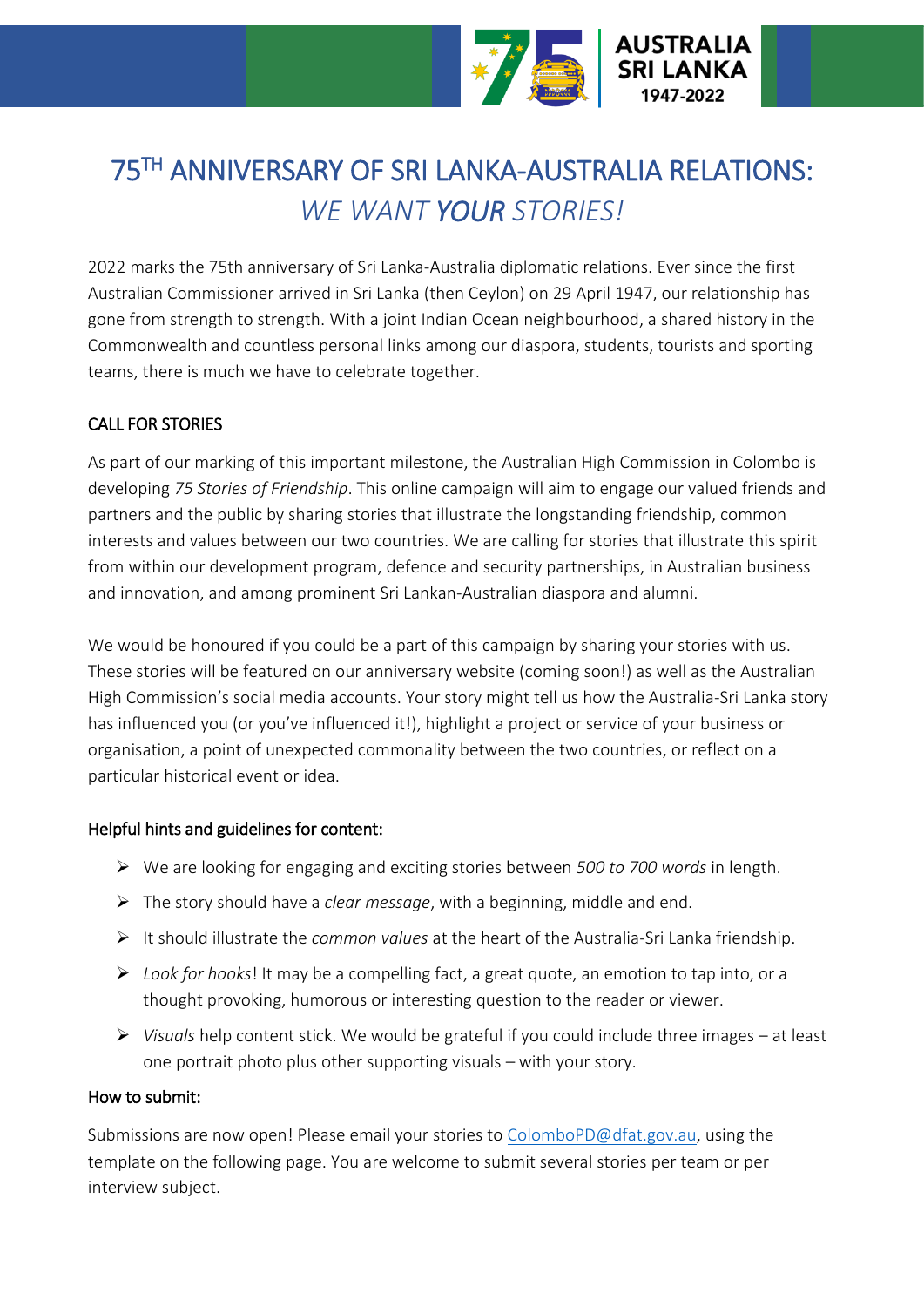# 75TH ANNIVERSARY OF SRI LANKA-AUSTRALIA RELATIONS: *WE WANT **YOUR** STORIES!*

2022 marks the 75th anniversary of Sri Lanka-Australia diplomatic relations. Ever since the first Australian Commissioner arrived in Sri Lanka (then Ceylon) on 29 April 1947, our relationship has gone from strength to strength. With a joint Indian Ocean neighbourhood, a shared history in the Commonwealth and countless personal links among our diaspora, students, tourists and sporting teams, there is much we have to celebrate together.

## CALL FOR STORIES

As part of our marking of this important milestone, the Australian High Commission in Colombo is developing *75 Stories of Friendship*. This online campaign will aim to engage our valued friends and partners and the public by sharing stories that illustrate the longstanding friendship, common interests and values between our two countries. We are calling for stories that illustrate this spirit from within our development program, defence and security partnerships, in Australian business and innovation, and among prominent Sri Lankan-Australian diaspora and alumni.

We would be honoured if you could be a part of this campaign by sharing your stories with us. These stories will be featured on our anniversary website (coming soon!) as well as the Australian High Commission's social media accounts. Your story might tell us how the Australia-Sri Lanka story has influenced you (or you've influenced it!), highlight a project or service of your business or organisation, a point of unexpected commonality between the two countries, or reflect on a particular historical event or idea.

### Helpful hints and guidelines for content:

- We are looking for engaging and exciting stories between *500 to 700 words* in length.
- The story should have a *clear message*, with a beginning, middle and end.
- It should illustrate the *common values* at the heart of the Australia-Sri Lanka friendship.
- *Look for hooks*! It may be a compelling fact, a great quote, an emotion to tap into, or a thought provoking, humorous or interesting question to the reader or viewer.
- *Visuals* help content stick. We would be grateful if you could include three images – at least one portrait photo plus other supporting visuals – with your story.

### How to submit:

Submissions are now open! Please email your stories to ColomboPD@dfat.gov.au, using the template on the following page. You are welcome to submit several stories per team or per interview subject.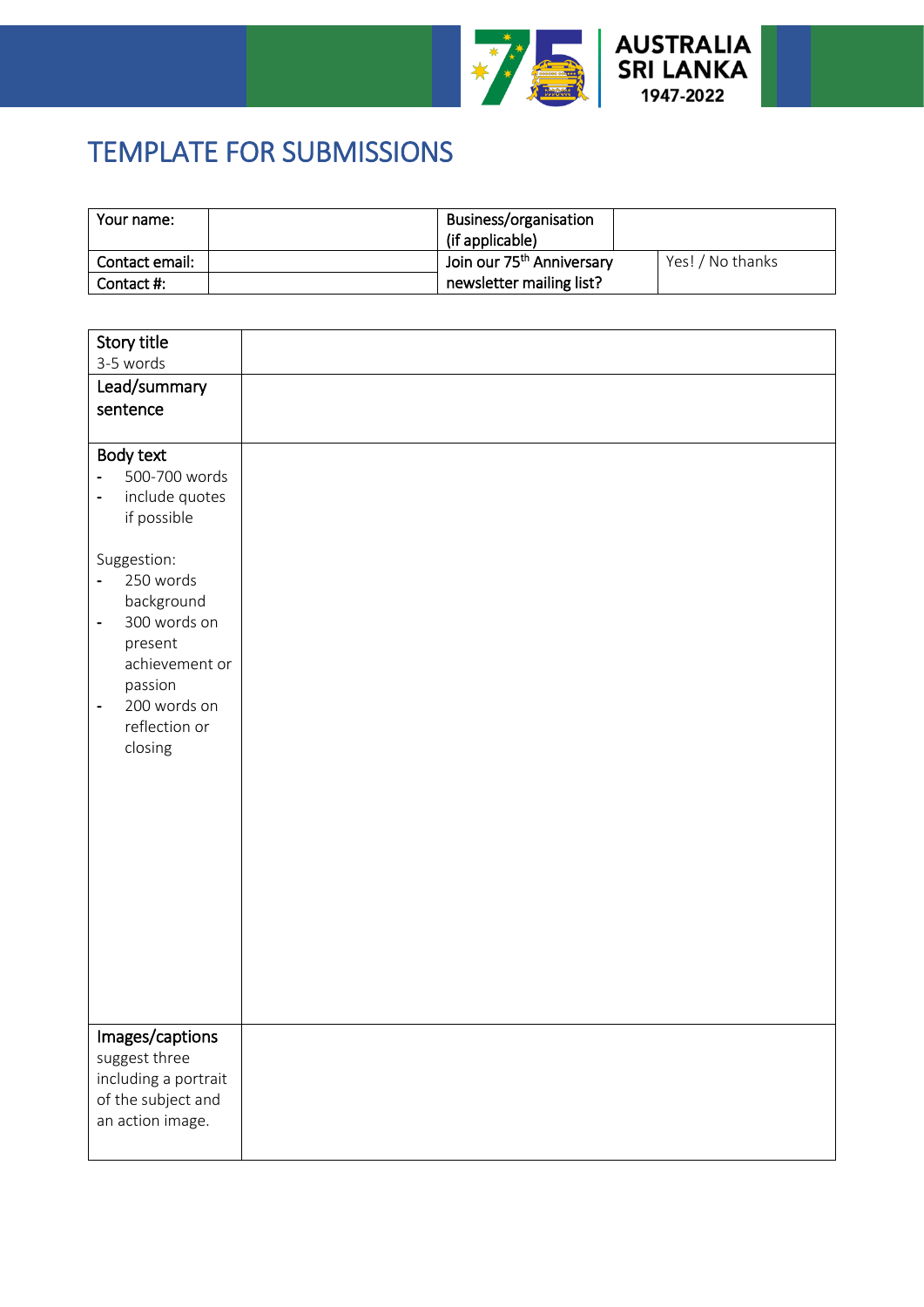# TEMPLATE FOR SUBMISSIONS

| | | | |
|---|---|---|---|
| Your name: | | Business/organisation (if applicable) | |
| Contact email: | | Join our 75th Anniversary newsletter mailing list? | Yes! / No thanks |
| Contact #: | | | |

| | |
|---|---|
| **Story title**<br>3-5 words | |
| **Lead/summary sentence** | |
| **Body text**<br>- 500-700 words<br>- include quotes if possible<br><br>Suggestion:<br>- 250 words background<br>- 300 words on present achievement or passion<br>- 200 words on reflection or closing | |
| **Images/captions**<br>suggest three including a portrait of the subject and an action image. | |